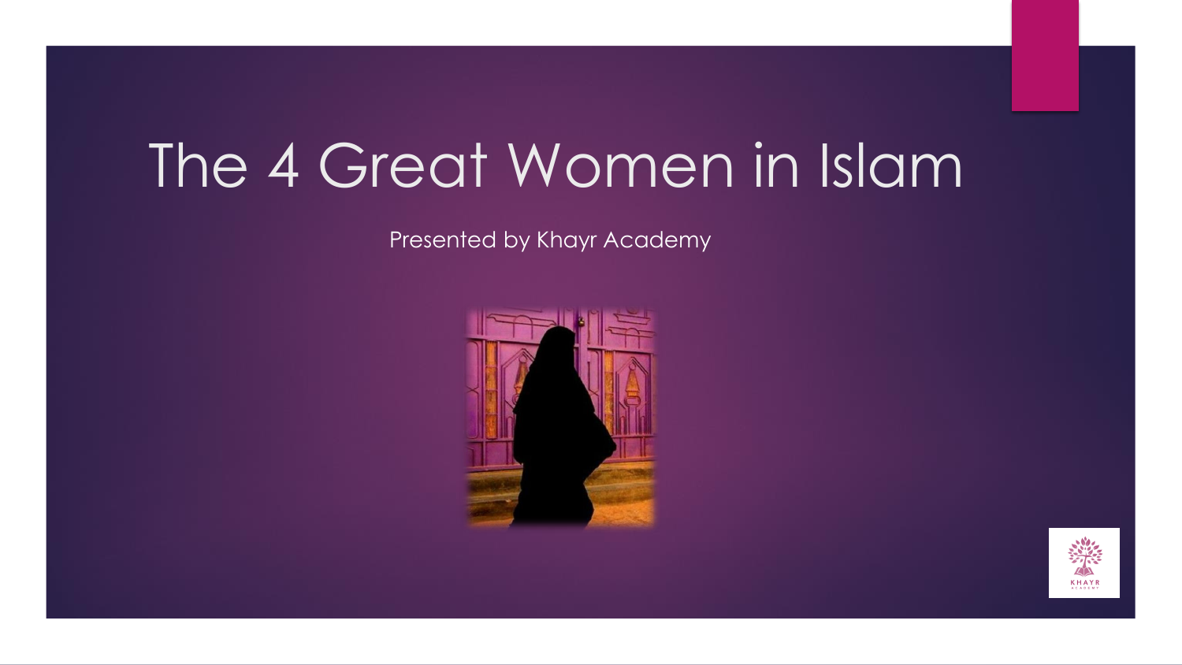# The 4 Great Women in Islam

Presented by Khayr Academy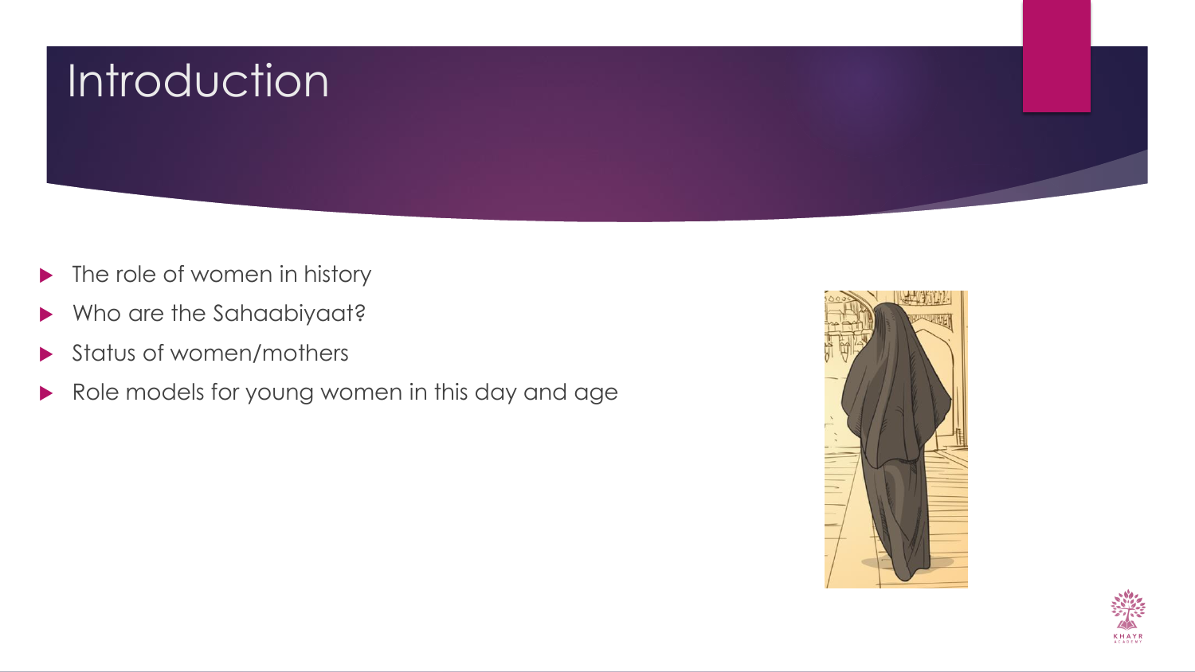# Introduction

- The role of women in history
- Who are the Sahaabiyaat?
- Status of women/mothers
- Role models for young women in this day and age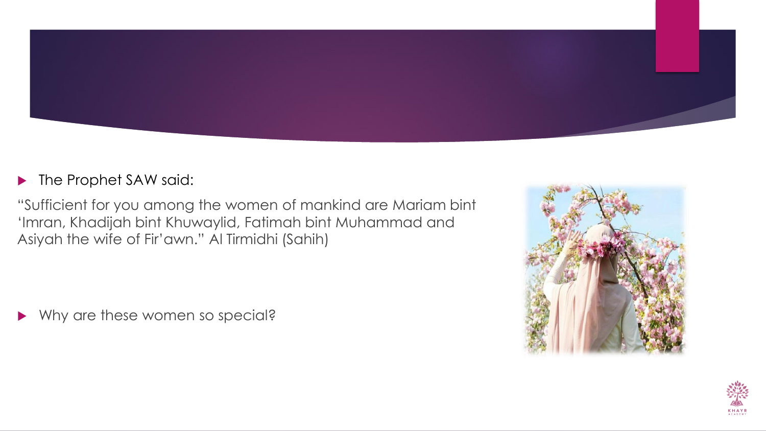- The Prophet SAW said:

“Sufficient for you among the women of mankind are Mariam bint ‘Imran, Khadijah bint Khuwaylid, Fatimah bint Muhammad and Asiyah the wife of Fir’awn.” Al Tirmidhi (Sahih)

- Why are these women so special?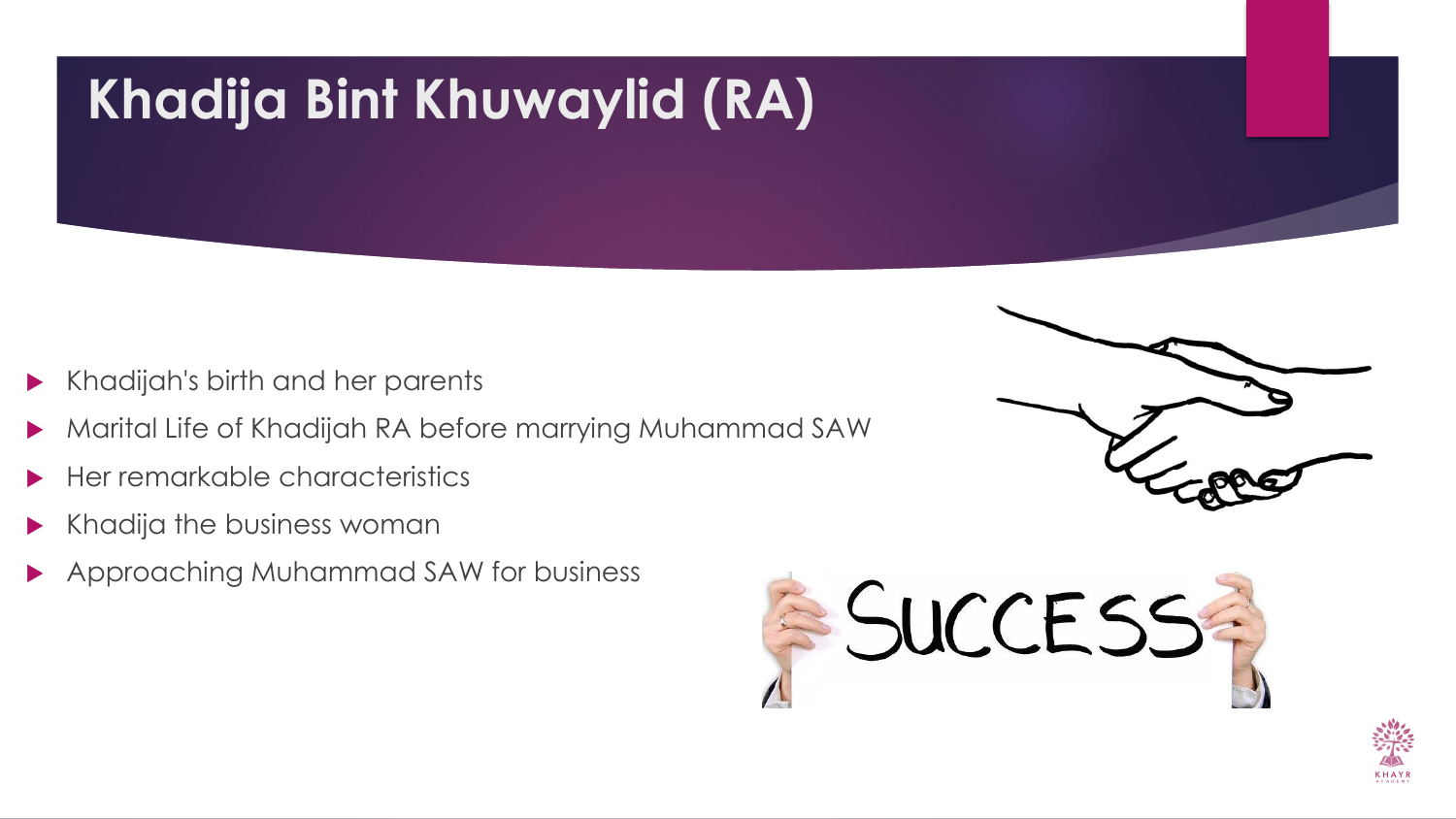# Khadija Bint Khuwaylid (RA)

- Khadijah's birth and her parents
- Marital Life of Khadijah RA before marrying Muhammad SAW
- Her remarkable characteristics
- Khadija the business woman
- Approaching Muhammad SAW for business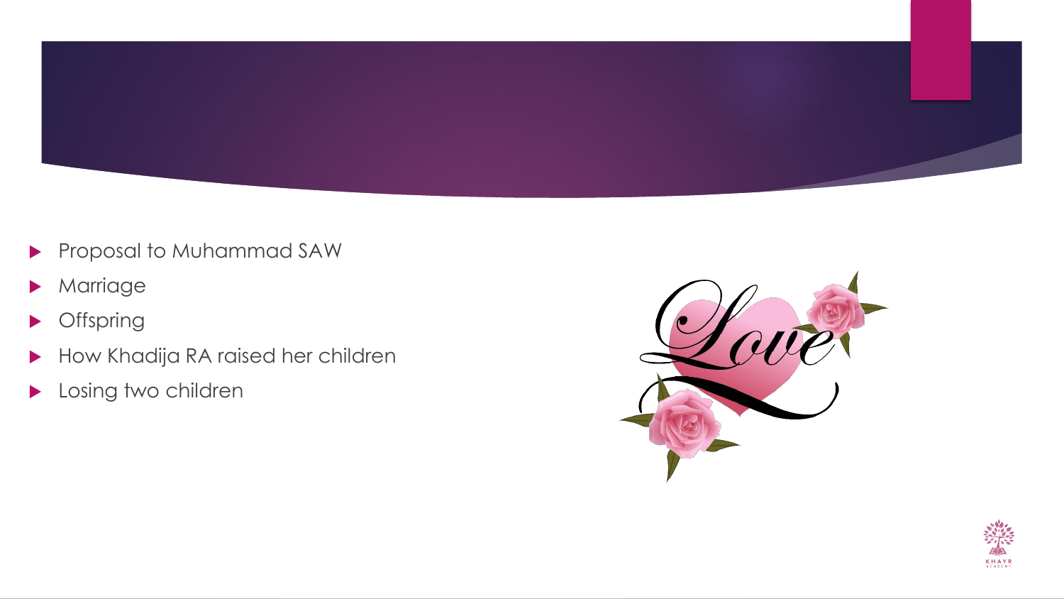- Proposal to Muhammad SAW
- Marriage
- Offspring
- How Khadija RA raised her children
- Losing two children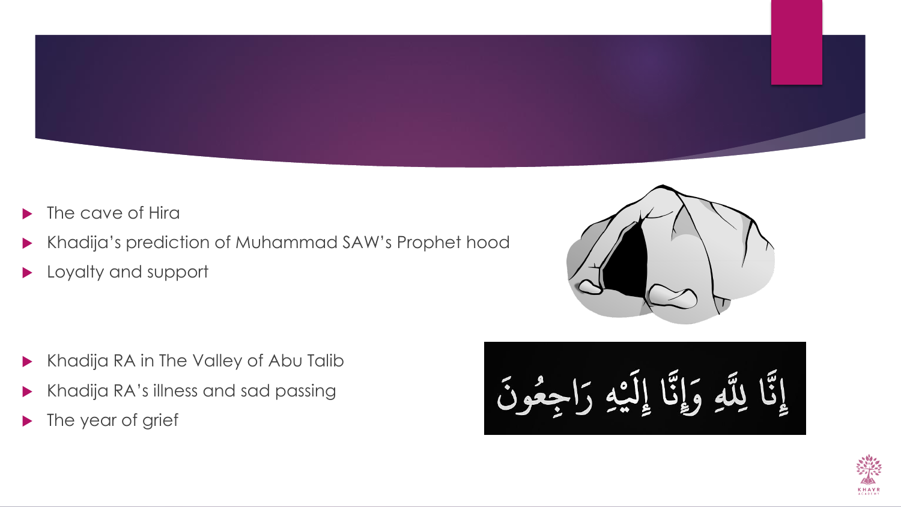- The cave of Hira
- Khadija's prediction of Muhammad SAW's Prophet hood
- Loyalty and support

- Khadija RA in The Valley of Abu Talib
- Khadija RA's illness and sad passing
- The year of grief

إِنَّا لِلَّهِ وَإِنَّا إِلَيْهِ رَاجِعُونَ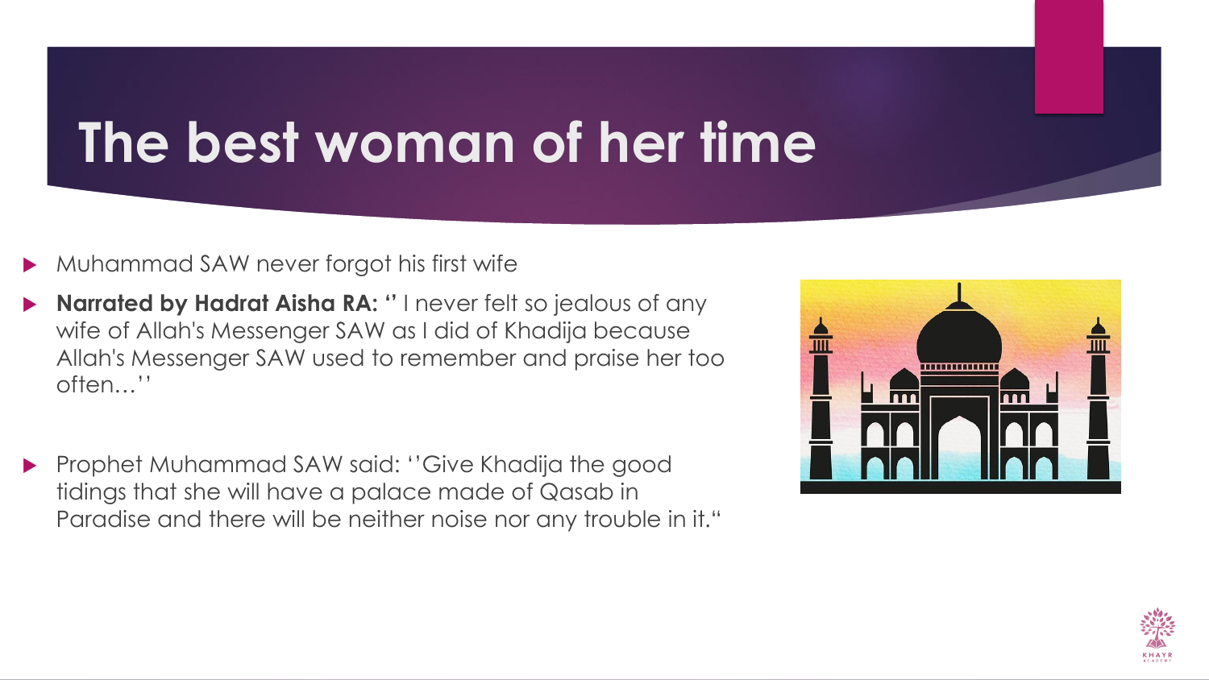# The best woman of her time

- Muhammad SAW never forgot his first wife
- **Narrated by Hadrat Aisha RA: ''** I never felt so jealous of any wife of Allah's Messenger SAW as I did of Khadija because Allah's Messenger SAW used to remember and praise her too often…''
- Prophet Muhammad SAW said: ''Give Khadija the good tidings that she will have a palace made of Qasab in Paradise and there will be neither noise nor any trouble in it.“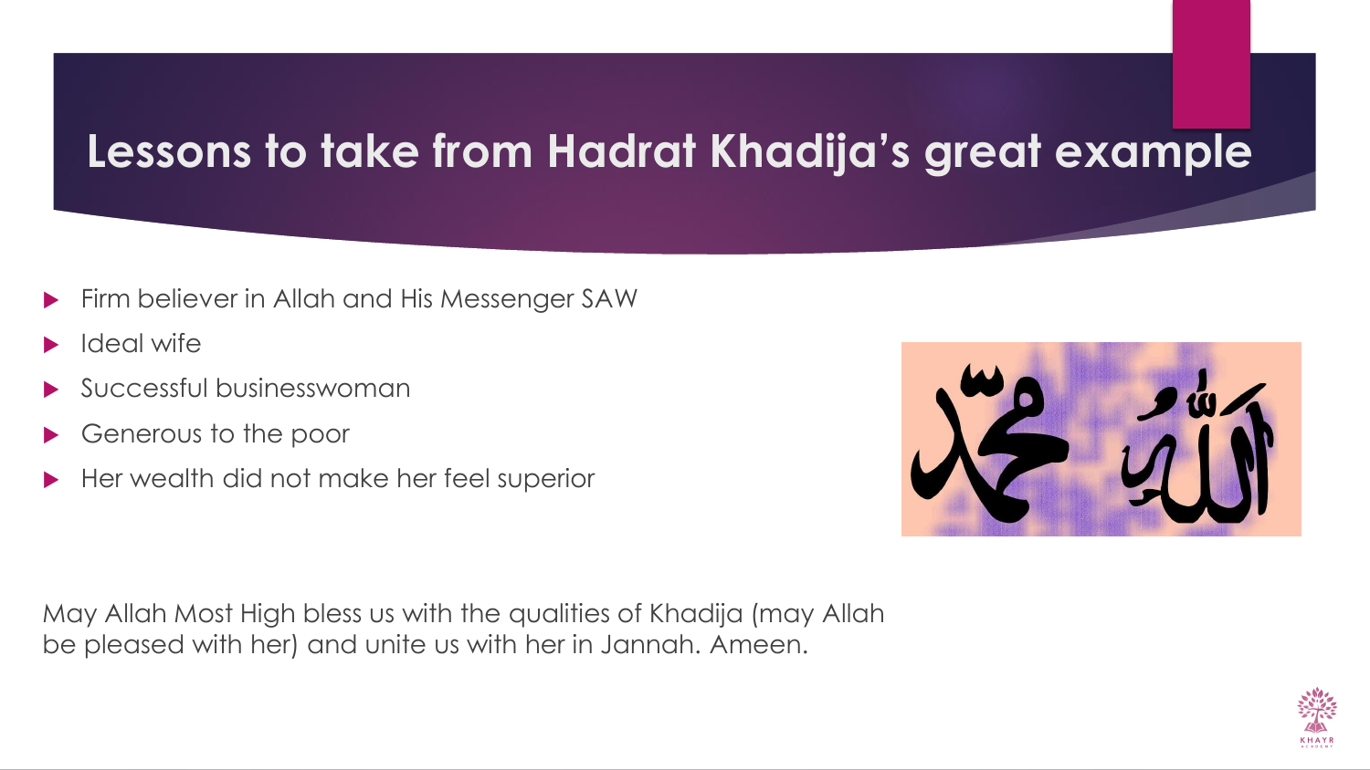# Lessons to take from Hadrat Khadija's great example

- Firm believer in Allah and His Messenger SAW
- Ideal wife
- Successful businesswoman
- Generous to the poor
- Her wealth did not make her feel superior

May Allah Most High bless us with the qualities of Khadija (may Allah be pleased with her) and unite us with her in Jannah. Ameen.